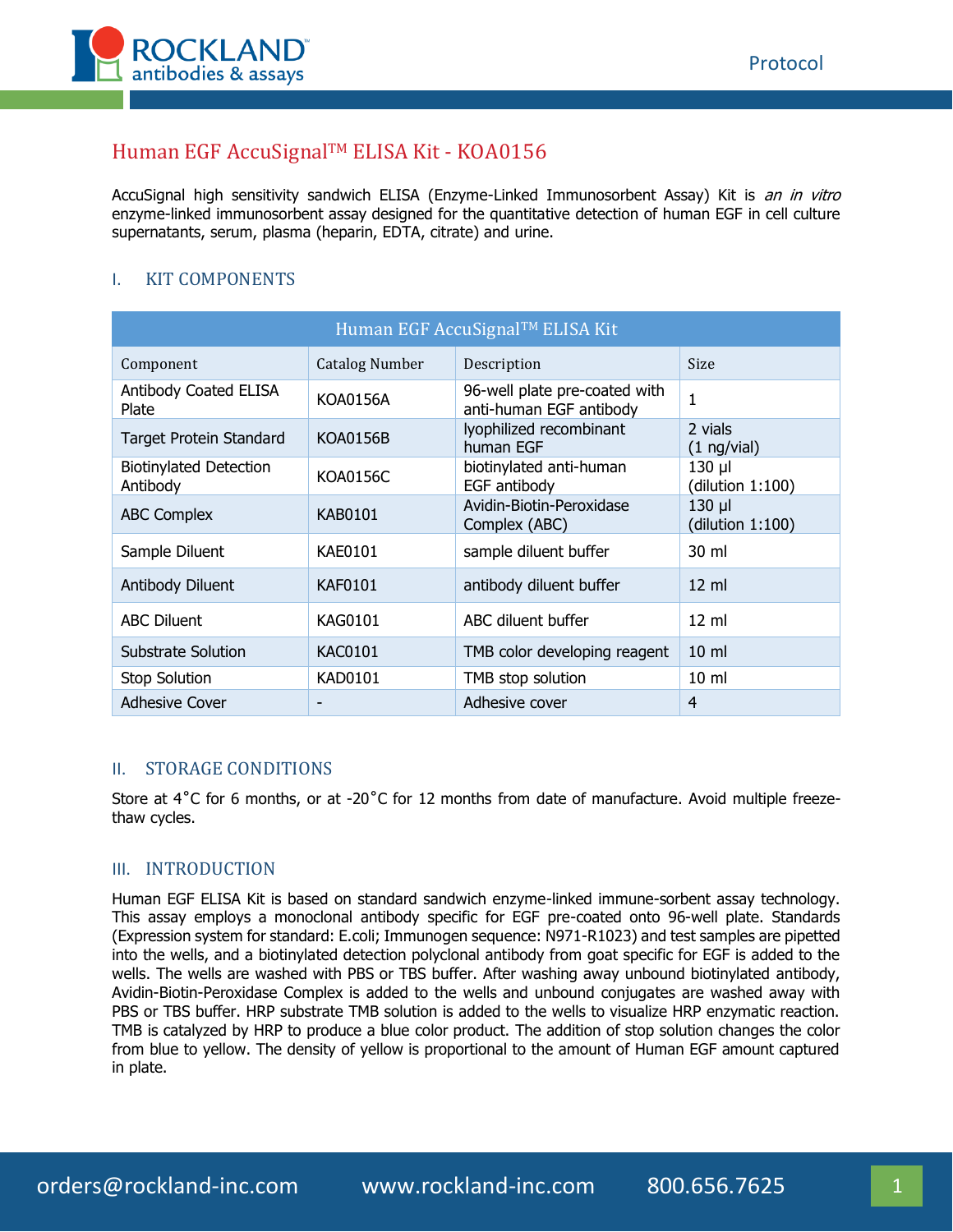# Human EGF AccuSignal™ ELISA Kit - KOA0156

AccuSignal high sensitivity sandwich ELISA (Enzyme-Linked Immunosorbent Assay) Kit is *an in vitro* enzyme-linked immunosorbent assay designed for the quantitative detection of human EGF in cell culture supernatants, serum, plasma (heparin, EDTA, citrate) and urine.

## I. KIT COMPONENTS

| Human EGF AccuSignal™ ELISA Kit | | | |
|---|---|---|---|
| Component | Catalog Number | Description | Size |
| Antibody Coated ELISA Plate | KOA0156A | 96-well plate pre-coated with anti-human EGF antibody | 1 |
| Target Protein Standard | KOA0156B | lyophilized recombinant human EGF | 2 vials (1 ng/vial) |
| Biotinylated Detection Antibody | KOA0156C | biotinylated anti-human EGF antibody | 130 µl (dilution 1:100) |
| ABC Complex | KAB0101 | Avidin-Biotin-Peroxidase Complex (ABC) | 130 µl (dilution 1:100) |
| Sample Diluent | KAE0101 | sample diluent buffer | 30 ml |
| Antibody Diluent | KAF0101 | antibody diluent buffer | 12 ml |
| ABC Diluent | KAG0101 | ABC diluent buffer | 12 ml |
| Substrate Solution | KAC0101 | TMB color developing reagent | 10 ml |
| Stop Solution | KAD0101 | TMB stop solution | 10 ml |
| Adhesive Cover | - | Adhesive cover | 4 |

## II. STORAGE CONDITIONS

Store at 4˚C for 6 months, or at -20˚C for 12 months from date of manufacture. Avoid multiple freeze-thaw cycles.

## III. INTRODUCTION

Human EGF ELISA Kit is based on standard sandwich enzyme-linked immune-sorbent assay technology. This assay employs a monoclonal antibody specific for EGF pre-coated onto 96-well plate. Standards (Expression system for standard: E.coli; Immunogen sequence: N971-R1023) and test samples are pipetted into the wells, and a biotinylated detection polyclonal antibody from goat specific for EGF is added to the wells. The wells are washed with PBS or TBS buffer. After washing away unbound biotinylated antibody, Avidin-Biotin-Peroxidase Complex is added to the wells and unbound conjugates are washed away with PBS or TBS buffer. HRP substrate TMB solution is added to the wells to visualize HRP enzymatic reaction. TMB is catalyzed by HRP to produce a blue color product. The addition of stop solution changes the color from blue to yellow. The density of yellow is proportional to the amount of Human EGF amount captured in plate.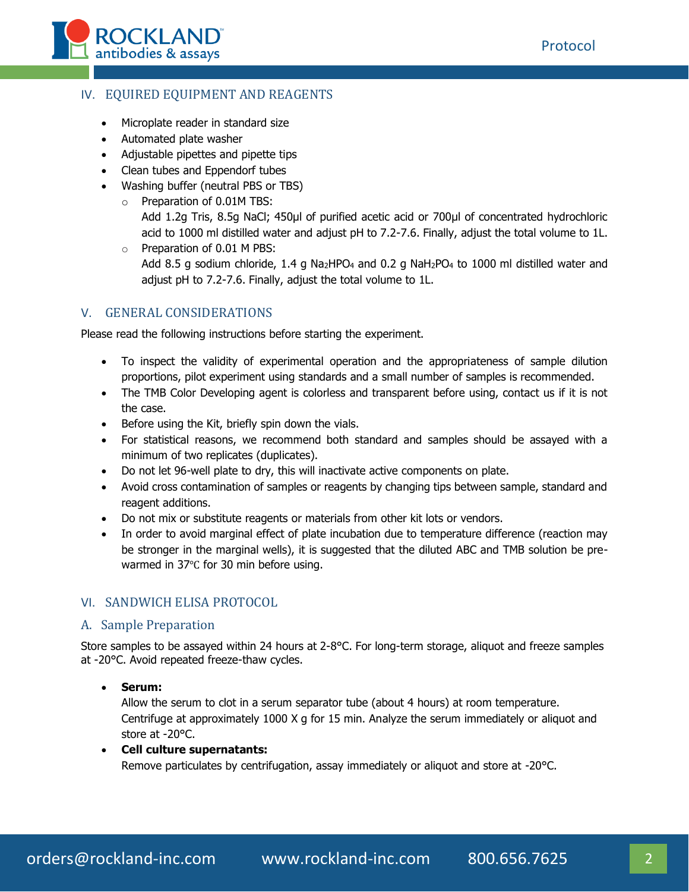## IV. EQUIRED EQUIPMENT AND REAGENTS

- Microplate reader in standard size
- Automated plate washer
- Adjustable pipettes and pipette tips
- Clean tubes and Eppendorf tubes
- Washing buffer (neutral PBS or TBS)
    - Preparation of 0.01M TBS:
      Add 1.2g Tris, 8.5g NaCl; 450μl of purified acetic acid or 700μl of concentrated hydrochloric acid to 1000 ml distilled water and adjust pH to 7.2-7.6. Finally, adjust the total volume to 1L.
    - Preparation of 0.01 M PBS:
      Add 8.5 g sodium chloride, 1.4 g $Na_2HPO_4$ and 0.2 g $NaH_2PO_4$ to 1000 ml distilled water and adjust pH to 7.2-7.6. Finally, adjust the total volume to 1L.

## V. GENERAL CONSIDERATIONS

Please read the following instructions before starting the experiment.

- To inspect the validity of experimental operation and the appropriateness of sample dilution proportions, pilot experiment using standards and a small number of samples is recommended.
- The TMB Color Developing agent is colorless and transparent before using, contact us if it is not the case.
- Before using the Kit, briefly spin down the vials.
- For statistical reasons, we recommend both standard and samples should be assayed with a minimum of two replicates (duplicates).
- Do not let 96-well plate to dry, this will inactivate active components on plate.
- Avoid cross contamination of samples or reagents by changing tips between sample, standard and reagent additions.
- Do not mix or substitute reagents or materials from other kit lots or vendors.
- In order to avoid marginal effect of plate incubation due to temperature difference (reaction may be stronger in the marginal wells), it is suggested that the diluted ABC and TMB solution be pre-warmed in 37℃ for 30 min before using.

## VI. SANDWICH ELISA PROTOCOL

### A. Sample Preparation

Store samples to be assayed within 24 hours at 2-8°C. For long-term storage, aliquot and freeze samples at -20°C. Avoid repeated freeze-thaw cycles.

- **Serum:**
  Allow the serum to clot in a serum separator tube (about 4 hours) at room temperature. Centrifuge at approximately 1000 X g for 15 min. Analyze the serum immediately or aliquot and store at -20°C.
- **Cell culture supernatants:**
  Remove particulates by centrifugation, assay immediately or aliquot and store at -20°C.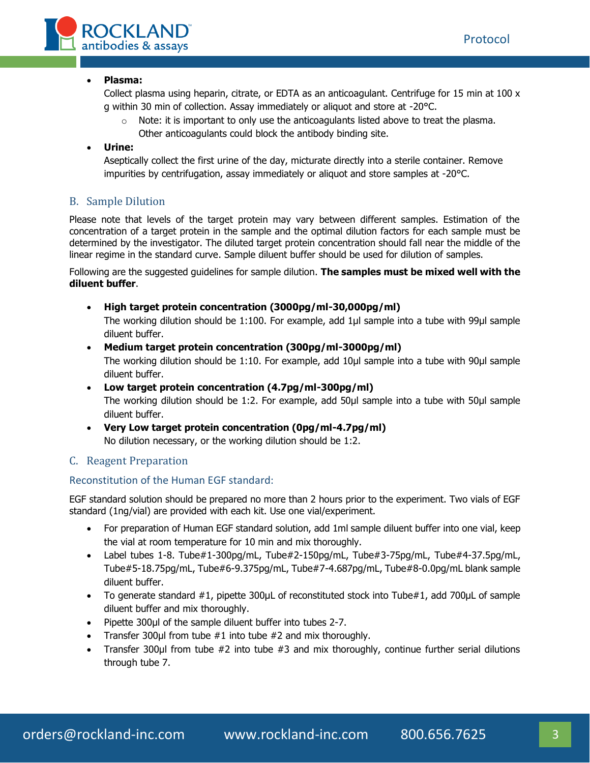- **Plasma:**
  Collect plasma using heparin, citrate, or EDTA as an anticoagulant. Centrifuge for 15 min at 100 x g within 30 min of collection. Assay immediately or aliquot and store at -20°C.
  - Note: it is important to only use the anticoagulants listed above to treat the plasma. Other anticoagulants could block the antibody binding site.
- **Urine:**
  Aseptically collect the first urine of the day, micturate directly into a sterile container. Remove impurities by centrifugation, assay immediately or aliquot and store samples at -20°C.

## B. Sample Dilution

Please note that levels of the target protein may vary between different samples. Estimation of the concentration of a target protein in the sample and the optimal dilution factors for each sample must be determined by the investigator. The diluted target protein concentration should fall near the middle of the linear regime in the standard curve. Sample diluent buffer should be used for dilution of samples.

Following are the suggested guidelines for sample dilution. **The samples must be mixed well with the diluent buffer**.

- **High target protein concentration (3000pg/ml-30,000pg/ml)**
  The working dilution should be 1:100. For example, add 1µl sample into a tube with 99µl sample diluent buffer.
- **Medium target protein concentration (300pg/ml-3000pg/ml)**
  The working dilution should be 1:10. For example, add 10µl sample into a tube with 90µl sample diluent buffer.
- **Low target protein concentration (4.7pg/ml-300pg/ml)**
  The working dilution should be 1:2. For example, add 50µl sample into a tube with 50µl sample diluent buffer.
- **Very Low target protein concentration (0pg/ml-4.7pg/ml)**
  No dilution necessary, or the working dilution should be 1:2.

## C. Reagent Preparation

### Reconstitution of the Human EGF standard:

EGF standard solution should be prepared no more than 2 hours prior to the experiment. Two vials of EGF standard (1ng/vial) are provided with each kit. Use one vial/experiment.

- For preparation of Human EGF standard solution, add 1ml sample diluent buffer into one vial, keep the vial at room temperature for 10 min and mix thoroughly.
- Label tubes 1-8. Tube#1-300pg/mL, Tube#2-150pg/mL, Tube#3-75pg/mL, Tube#4-37.5pg/mL, Tube#5-18.75pg/mL, Tube#6-9.375pg/mL, Tube#7-4.687pg/mL, Tube#8-0.0pg/mL blank sample diluent buffer.
- To generate standard #1, pipette 300µL of reconstituted stock into Tube#1, add 700µL of sample diluent buffer and mix thoroughly.
- Pipette 300µl of the sample diluent buffer into tubes 2-7.
- Transfer 300µl from tube #1 into tube #2 and mix thoroughly.
- Transfer 300µl from tube #2 into tube #3 and mix thoroughly, continue further serial dilutions through tube 7.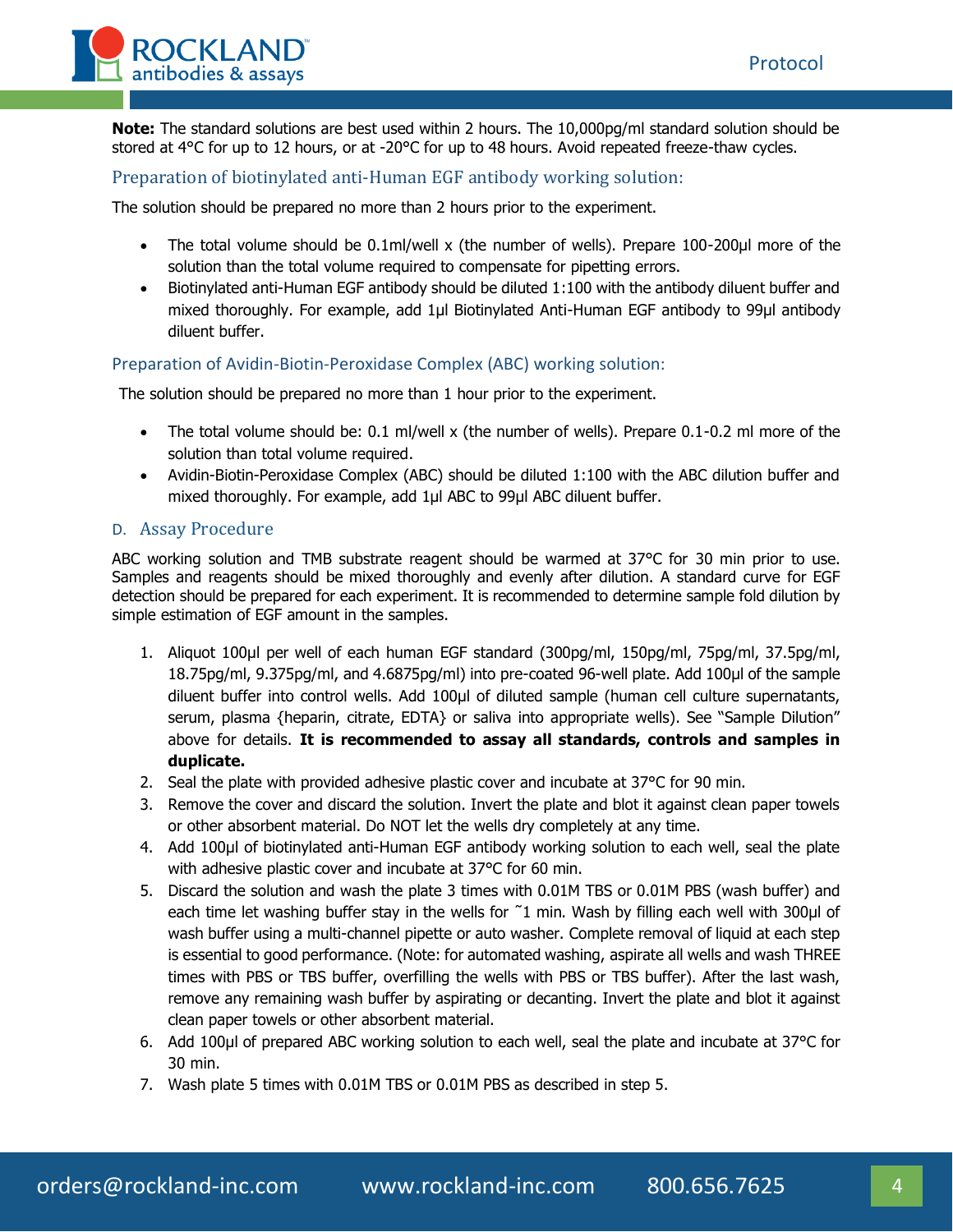**Note:** The standard solutions are best used within 2 hours. The 10,000pg/ml standard solution should be stored at 4°C for up to 12 hours, or at -20°C for up to 48 hours. Avoid repeated freeze-thaw cycles.

### Preparation of biotinylated anti-Human EGF antibody working solution:

The solution should be prepared no more than 2 hours prior to the experiment.

- The total volume should be 0.1ml/well x (the number of wells). Prepare 100-200µl more of the solution than the total volume required to compensate for pipetting errors.
- Biotinylated anti-Human EGF antibody should be diluted 1:100 with the antibody diluent buffer and mixed thoroughly. For example, add 1µl Biotinylated Anti-Human EGF antibody to 99µl antibody diluent buffer.

### Preparation of Avidin-Biotin-Peroxidase Complex (ABC) working solution:

The solution should be prepared no more than 1 hour prior to the experiment.

- The total volume should be: 0.1 ml/well x (the number of wells). Prepare 0.1-0.2 ml more of the solution than total volume required.
- Avidin-Biotin-Peroxidase Complex (ABC) should be diluted 1:100 with the ABC dilution buffer and mixed thoroughly. For example, add 1µl ABC to 99µl ABC diluent buffer.

## D. Assay Procedure

ABC working solution and TMB substrate reagent should be warmed at 37°C for 30 min prior to use. Samples and reagents should be mixed thoroughly and evenly after dilution. A standard curve for EGF detection should be prepared for each experiment. It is recommended to determine sample fold dilution by simple estimation of EGF amount in the samples.

1. Aliquot 100µl per well of each human EGF standard (300pg/ml, 150pg/ml, 75pg/ml, 37.5pg/ml, 18.75pg/ml, 9.375pg/ml, and 4.6875pg/ml) into pre-coated 96-well plate. Add 100µl of the sample diluent buffer into control wells. Add 100µl of diluted sample (human cell culture supernatants, serum, plasma {heparin, citrate, EDTA} or saliva into appropriate wells). See "Sample Dilution" above for details. **It is recommended to assay all standards, controls and samples in duplicate.**
2. Seal the plate with provided adhesive plastic cover and incubate at 37°C for 90 min.
3. Remove the cover and discard the solution. Invert the plate and blot it against clean paper towels or other absorbent material. Do NOT let the wells dry completely at any time.
4. Add 100µl of biotinylated anti-Human EGF antibody working solution to each well, seal the plate with adhesive plastic cover and incubate at 37°C for 60 min.
5. Discard the solution and wash the plate 3 times with 0.01M TBS or 0.01M PBS (wash buffer) and each time let washing buffer stay in the wells for ~1 min. Wash by filling each well with 300µl of wash buffer using a multi-channel pipette or auto washer. Complete removal of liquid at each step is essential to good performance. (Note: for automated washing, aspirate all wells and wash THREE times with PBS or TBS buffer, overfilling the wells with PBS or TBS buffer). After the last wash, remove any remaining wash buffer by aspirating or decanting. Invert the plate and blot it against clean paper towels or other absorbent material.
6. Add 100µl of prepared ABC working solution to each well, seal the plate and incubate at 37°C for 30 min.
7. Wash plate 5 times with 0.01M TBS or 0.01M PBS as described in step 5.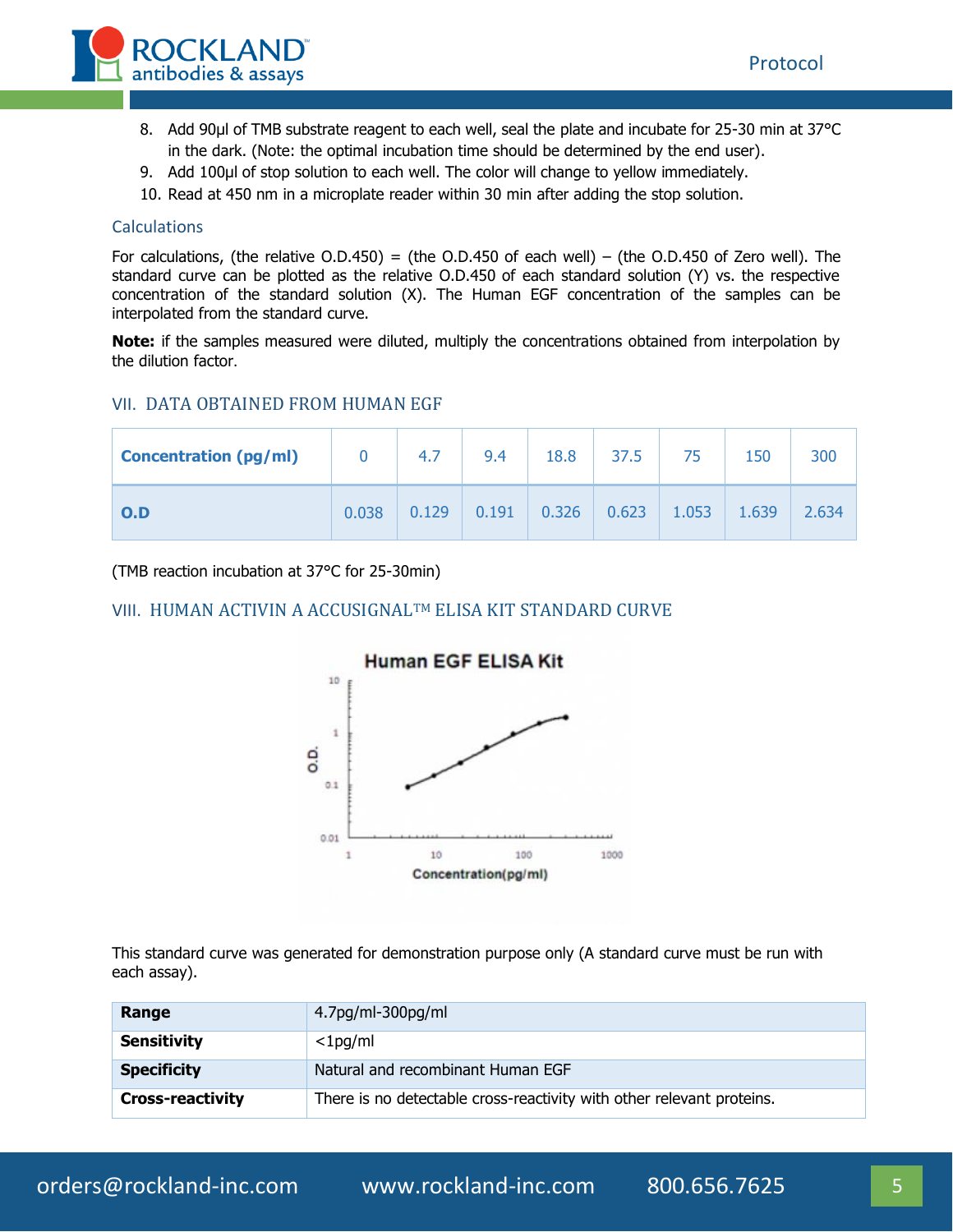8. Add 90µl of TMB substrate reagent to each well, seal the plate and incubate for 25-30 min at 37°C in the dark. (Note: the optimal incubation time should be determined by the end user).
9. Add 100µl of stop solution to each well. The color will change to yellow immediately.
10. Read at 450 nm in a microplate reader within 30 min after adding the stop solution.

### Calculations

For calculations, (the relative O.D.450) = (the O.D.450 of each well) – (the O.D.450 of Zero well). The standard curve can be plotted as the relative O.D.450 of each standard solution (Y) vs. the respective concentration of the standard solution (X). The Human EGF concentration of the samples can be interpolated from the standard curve.

**Note:** if the samples measured were diluted, multiply the concentrations obtained from interpolation by the dilution factor.

## VII. DATA OBTAINED FROM HUMAN EGF

| Concentration (pg/ml) | 0 | 4.7 | 9.4 | 18.8 | 37.5 | 75 | 150 | 300 |
|---|---|---|---|---|---|---|---|---|
| O.D | 0.038 | 0.129 | 0.191 | 0.326 | 0.623 | 1.053 | 1.639 | 2.634 |

(TMB reaction incubation at 37°C for 25-30min)

## VIII. HUMAN ACTIVIN A ACCUSIGNAL™ ELISA KIT STANDARD CURVE

This standard curve was generated for demonstration purpose only (A standard curve must be run with each assay).

| | |
|---|---|
| **Range** | 4.7pg/ml-300pg/ml |
| **Sensitivity** | <1pg/ml |
| **Specificity** | Natural and recombinant Human EGF |
| **Cross-reactivity** | There is no detectable cross-reactivity with other relevant proteins. |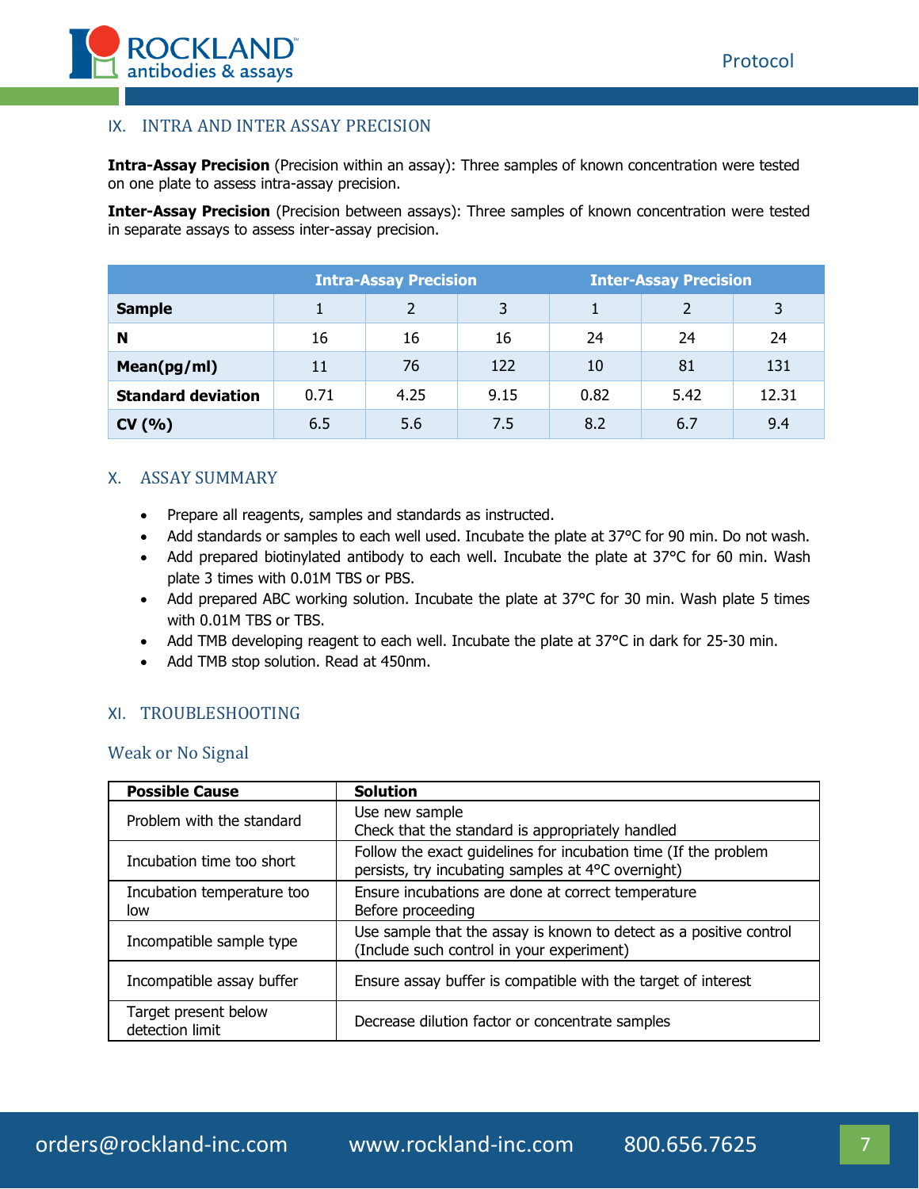## IX. INTRA AND INTER ASSAY PRECISION

**Intra-Assay Precision** (Precision within an assay): Three samples of known concentration were tested on one plate to assess intra-assay precision.

**Inter-Assay Precision** (Precision between assays): Three samples of known concentration were tested in separate assays to assess inter-assay precision.

| | Intra-Assay Precision | | | Inter-Assay Precision | | |
|---|---|---|---|---|---|---|
| **Sample** | 1 | 2 | 3 | 1 | 2 | 3 |
| **N** | 16 | 16 | 16 | 24 | 24 | 24 |
| **Mean(pg/ml)** | 11 | 76 | 122 | 10 | 81 | 131 |
| **Standard deviation** | 0.71 | 4.25 | 9.15 | 0.82 | 5.42 | 12.31 |
| **CV (%)** | 6.5 | 5.6 | 7.5 | 8.2 | 6.7 | 9.4 |

## X. ASSAY SUMMARY

- Prepare all reagents, samples and standards as instructed.
- Add standards or samples to each well used. Incubate the plate at 37°C for 90 min. Do not wash.
- Add prepared biotinylated antibody to each well. Incubate the plate at 37°C for 60 min. Wash plate 3 times with 0.01M TBS or PBS.
- Add prepared ABC working solution. Incubate the plate at 37°C for 30 min. Wash plate 5 times with 0.01M TBS or TBS.
- Add TMB developing reagent to each well. Incubate the plate at 37°C in dark for 25-30 min.
- Add TMB stop solution. Read at 450nm.

## XI. TROUBLESHOOTING

### Weak or No Signal

| Possible Cause | Solution |
|---|---|
| Problem with the standard | Use new sample<br>Check that the standard is appropriately handled |
| Incubation time too short | Follow the exact guidelines for incubation time (If the problem persists, try incubating samples at 4°C overnight) |
| Incubation temperature too low | Ensure incubations are done at correct temperature<br>Before proceeding |
| Incompatible sample type | Use sample that the assay is known to detect as a positive control (Include such control in your experiment) |
| Incompatible assay buffer | Ensure assay buffer is compatible with the target of interest |
| Target present below detection limit | Decrease dilution factor or concentrate samples |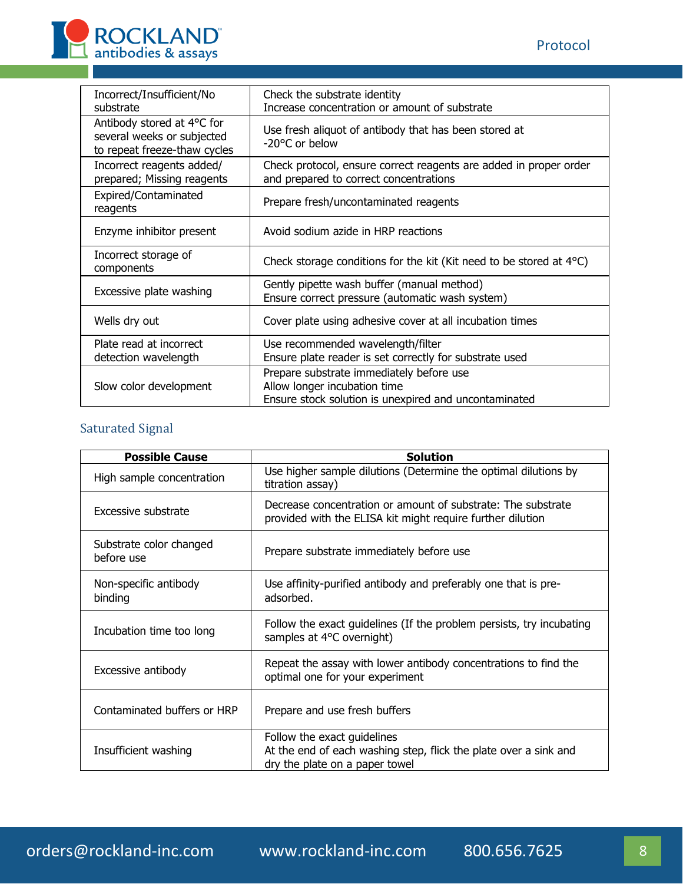| | |
|---|---|
| Incorrect/Insufficient/No substrate | Check the substrate identity<br>Increase concentration or amount of substrate |
| Antibody stored at 4°C for several weeks or subjected to repeat freeze-thaw cycles | Use fresh aliquot of antibody that has been stored at -20°C or below |
| Incorrect reagents added/ prepared; Missing reagents | Check protocol, ensure correct reagents are added in proper order and prepared to correct concentrations |
| Expired/Contaminated reagents | Prepare fresh/uncontaminated reagents |
| Enzyme inhibitor present | Avoid sodium azide in HRP reactions |
| Incorrect storage of components | Check storage conditions for the kit (Kit need to be stored at 4°C) |
| Excessive plate washing | Gently pipette wash buffer (manual method)<br>Ensure correct pressure (automatic wash system) |
| Wells dry out | Cover plate using adhesive cover at all incubation times |
| Plate read at incorrect detection wavelength | Use recommended wavelength/filter<br>Ensure plate reader is set correctly for substrate used |
| Slow color development | Prepare substrate immediately before use<br>Allow longer incubation time<br>Ensure stock solution is unexpired and uncontaminated |

## Saturated Signal

| Possible Cause | Solution |
|---|---|
| High sample concentration | Use higher sample dilutions (Determine the optimal dilutions by titration assay) |
| Excessive substrate | Decrease concentration or amount of substrate: The substrate provided with the ELISA kit might require further dilution |
| Substrate color changed before use | Prepare substrate immediately before use |
| Non-specific antibody binding | Use affinity-purified antibody and preferably one that is pre-adsorbed. |
| Incubation time too long | Follow the exact guidelines (If the problem persists, try incubating samples at 4°C overnight) |
| Excessive antibody | Repeat the assay with lower antibody concentrations to find the optimal one for your experiment |
| Contaminated buffers or HRP | Prepare and use fresh buffers |
| Insufficient washing | Follow the exact guidelines<br>At the end of each washing step, flick the plate over a sink and dry the plate on a paper towel |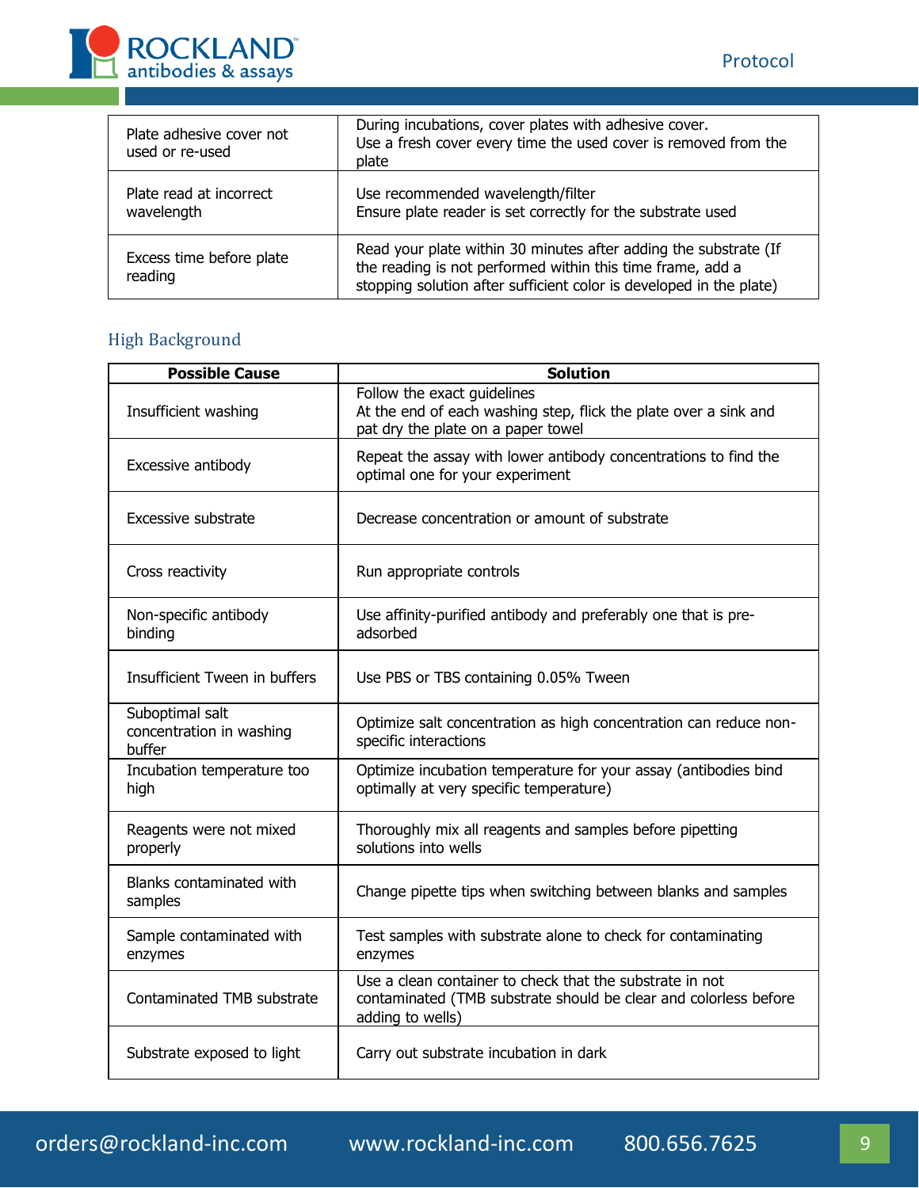| | |
|---|---|
| Plate adhesive cover not used or re-used | During incubations, cover plates with adhesive cover.<br>Use a fresh cover every time the used cover is removed from the plate |
| Plate read at incorrect wavelength | Use recommended wavelength/filter<br>Ensure plate reader is set correctly for the substrate used |
| Excess time before plate reading | Read your plate within 30 minutes after adding the substrate (If the reading is not performed within this time frame, add a stopping solution after sufficient color is developed in the plate) |

## High Background

| Possible Cause | Solution |
|---|---|
| Insufficient washing | Follow the exact guidelines<br>At the end of each washing step, flick the plate over a sink and pat dry the plate on a paper towel |
| Excessive antibody | Repeat the assay with lower antibody concentrations to find the optimal one for your experiment |
| Excessive substrate | Decrease concentration or amount of substrate |
| Cross reactivity | Run appropriate controls |
| Non-specific antibody binding | Use affinity-purified antibody and preferably one that is pre-adsorbed |
| Insufficient Tween in buffers | Use PBS or TBS containing 0.05% Tween |
| Suboptimal salt concentration in washing buffer | Optimize salt concentration as high concentration can reduce non-specific interactions |
| Incubation temperature too high | Optimize incubation temperature for your assay (antibodies bind optimally at very specific temperature) |
| Reagents were not mixed properly | Thoroughly mix all reagents and samples before pipetting solutions into wells |
| Blanks contaminated with samples | Change pipette tips when switching between blanks and samples |
| Sample contaminated with enzymes | Test samples with substrate alone to check for contaminating enzymes |
| Contaminated TMB substrate | Use a clean container to check that the substrate in not contaminated (TMB substrate should be clear and colorless before adding to wells) |
| Substrate exposed to light | Carry out substrate incubation in dark |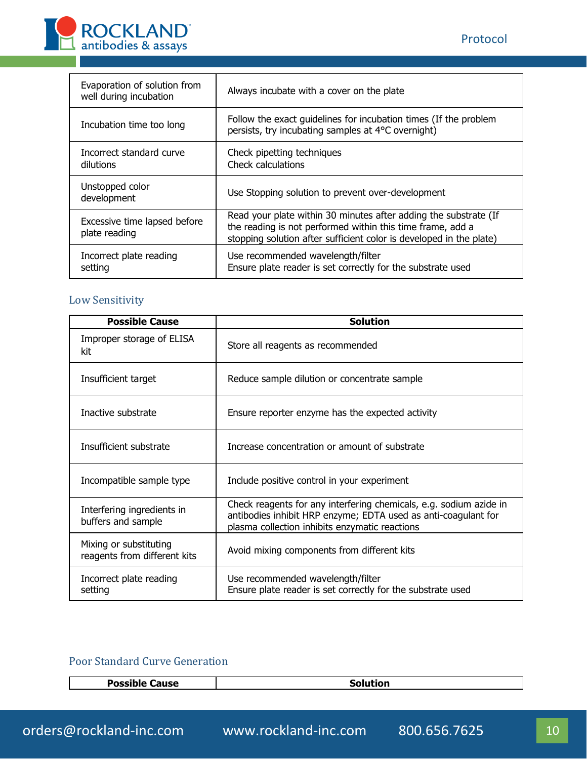| | |
|---|---|
| Evaporation of solution from well during incubation | Always incubate with a cover on the plate |
| Incubation time too long | Follow the exact guidelines for incubation times (If the problem persists, try incubating samples at 4°C overnight) |
| Incorrect standard curve dilutions | Check pipetting techniques<br>Check calculations |
| Unstopped color development | Use Stopping solution to prevent over-development |
| Excessive time lapsed before plate reading | Read your plate within 30 minutes after adding the substrate (If the reading is not performed within this time frame, add a stopping solution after sufficient color is developed in the plate) |
| Incorrect plate reading setting | Use recommended wavelength/filter<br>Ensure plate reader is set correctly for the substrate used |

### Low Sensitivity

| Possible Cause | Solution |
|---|---|
| Improper storage of ELISA kit | Store all reagents as recommended |
| Insufficient target | Reduce sample dilution or concentrate sample |
| Inactive substrate | Ensure reporter enzyme has the expected activity |
| Insufficient substrate | Increase concentration or amount of substrate |
| Incompatible sample type | Include positive control in your experiment |
| Interfering ingredients in buffers and sample | Check reagents for any interfering chemicals, e.g. sodium azide in antibodies inhibit HRP enzyme; EDTA used as anti-coagulant for plasma collection inhibits enzymatic reactions |
| Mixing or substituting reagents from different kits | Avoid mixing components from different kits |
| Incorrect plate reading setting | Use recommended wavelength/filter<br>Ensure plate reader is set correctly for the substrate used |

### Poor Standard Curve Generation

| Possible Cause | Solution |
|---|---|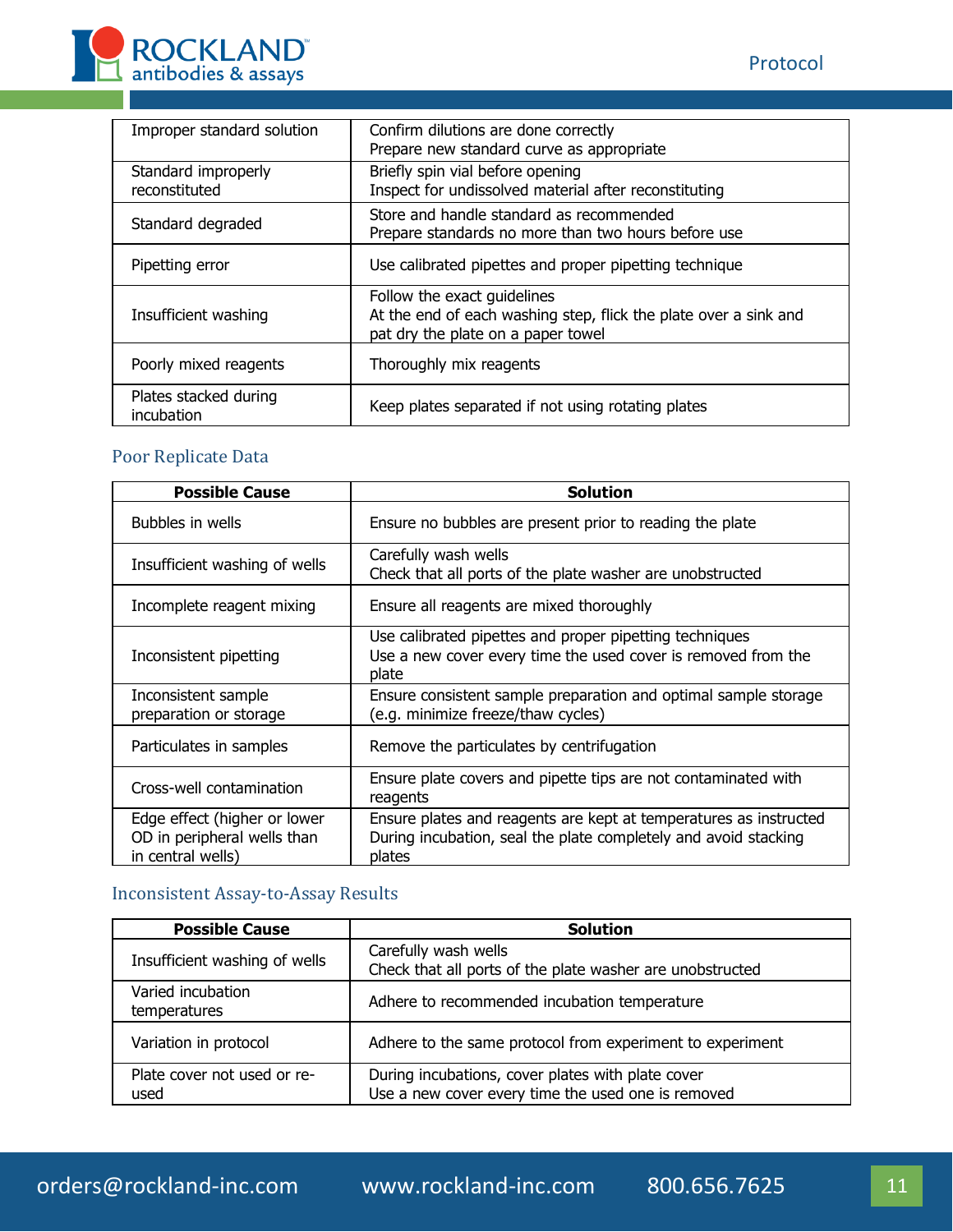| | |
|---|---|
| Improper standard solution | Confirm dilutions are done correctly<br>Prepare new standard curve as appropriate |
| Standard improperly reconstituted | Briefly spin vial before opening<br>Inspect for undissolved material after reconstituting |
| Standard degraded | Store and handle standard as recommended<br>Prepare standards no more than two hours before use |
| Pipetting error | Use calibrated pipettes and proper pipetting technique |
| Insufficient washing | Follow the exact guidelines<br>At the end of each washing step, flick the plate over a sink and pat dry the plate on a paper towel |
| Poorly mixed reagents | Thoroughly mix reagents |
| Plates stacked during incubation | Keep plates separated if not using rotating plates |

## Poor Replicate Data

| Possible Cause | Solution |
|---|---|
| Bubbles in wells | Ensure no bubbles are present prior to reading the plate |
| Insufficient washing of wells | Carefully wash wells<br>Check that all ports of the plate washer are unobstructed |
| Incomplete reagent mixing | Ensure all reagents are mixed thoroughly |
| Inconsistent pipetting | Use calibrated pipettes and proper pipetting techniques<br>Use a new cover every time the used cover is removed from the plate |
| Inconsistent sample preparation or storage | Ensure consistent sample preparation and optimal sample storage (e.g. minimize freeze/thaw cycles) |
| Particulates in samples | Remove the particulates by centrifugation |
| Cross-well contamination | Ensure plate covers and pipette tips are not contaminated with reagents |
| Edge effect (higher or lower OD in peripheral wells than in central wells) | Ensure plates and reagents are kept at temperatures as instructed<br>During incubation, seal the plate completely and avoid stacking plates |

## Inconsistent Assay-to-Assay Results

| Possible Cause | Solution |
|---|---|
| Insufficient washing of wells | Carefully wash wells<br>Check that all ports of the plate washer are unobstructed |
| Varied incubation temperatures | Adhere to recommended incubation temperature |
| Variation in protocol | Adhere to the same protocol from experiment to experiment |
| Plate cover not used or re-used | During incubations, cover plates with plate cover<br>Use a new cover every time the used one is removed |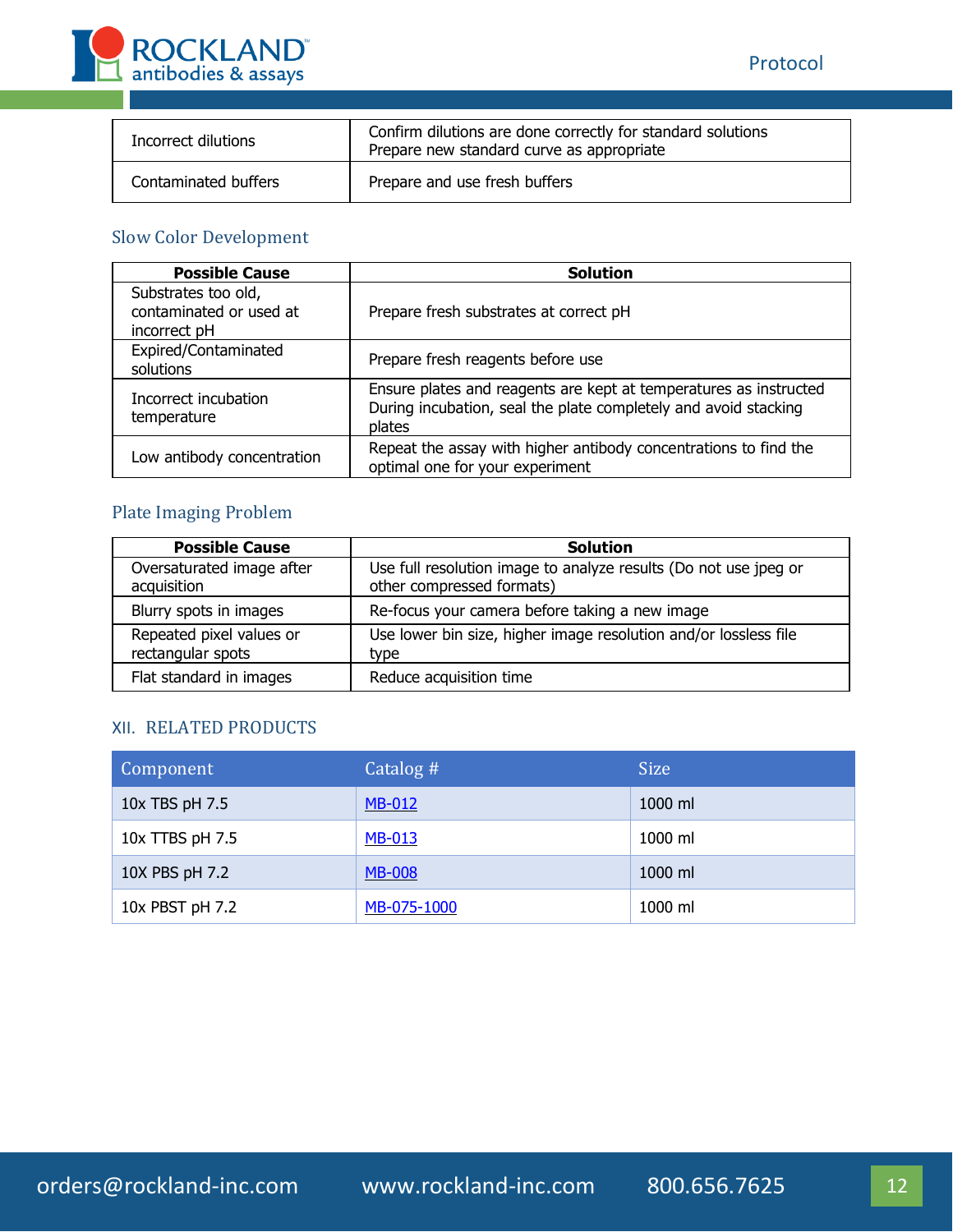| | |
|---|---|
| Incorrect dilutions | Confirm dilutions are done correctly for standard solutions<br>Prepare new standard curve as appropriate |
| Contaminated buffers | Prepare and use fresh buffers |

### Slow Color Development

| Possible Cause | Solution |
|---|---|
| Substrates too old, contaminated or used at incorrect pH | Prepare fresh substrates at correct pH |
| Expired/Contaminated solutions | Prepare fresh reagents before use |
| Incorrect incubation temperature | Ensure plates and reagents are kept at temperatures as instructed<br>During incubation, seal the plate completely and avoid stacking plates |
| Low antibody concentration | Repeat the assay with higher antibody concentrations to find the optimal one for your experiment |

### Plate Imaging Problem

| Possible Cause | Solution |
|---|---|
| Oversaturated image after acquisition | Use full resolution image to analyze results (Do not use jpeg or other compressed formats) |
| Blurry spots in images | Re-focus your camera before taking a new image |
| Repeated pixel values or rectangular spots | Use lower bin size, higher image resolution and/or lossless file type |
| Flat standard in images | Reduce acquisition time |

## XII. RELATED PRODUCTS

| Component | Catalog # | Size |
|---|---|---|
| 10x TBS pH 7.5 | MB-012 | 1000 ml |
| 10x TTBS pH 7.5 | MB-013 | 1000 ml |
| 10X PBS pH 7.2 | MB-008 | 1000 ml |
| 10x PBST pH 7.2 | MB-075-1000 | 1000 ml |